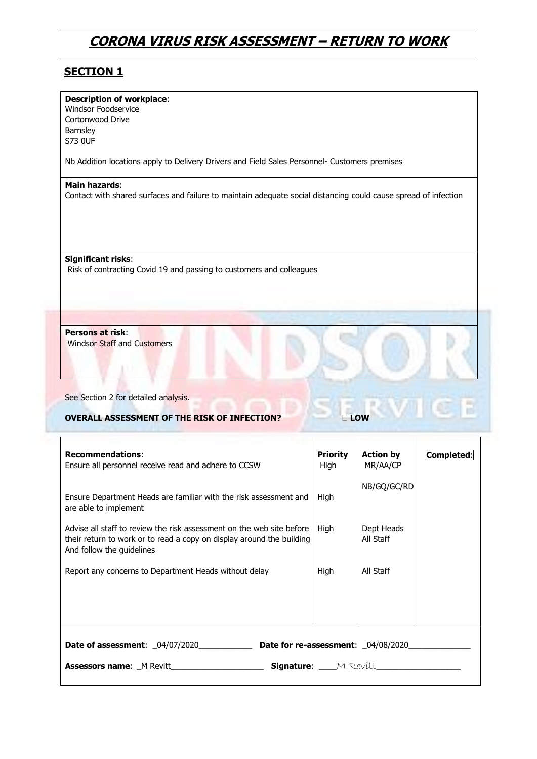# CORONA VIRUS RISK ASSESSMENT – RETURN TO WORK

## SECTION 1

**Description of workplace**:
Windsor Foodservice
Cortonwood Drive
Barnsley
S73 0UF

Nb Addition locations apply to Delivery Drivers and Field Sales Personnel- Customers premises

**Main hazards**:
Contact with shared surfaces and failure to maintain adequate social distancing could cause spread of infection

**Significant risks**:
Risk of contracting Covid 19 and passing to customers and colleagues

**Persons at risk**:
Windsor Staff and Customers

See Section 2 for detailed analysis.

**OVERALL ASSESSMENT OF THE RISK OF INFECTION?** ☐ **LOW**

| **Recommendations**: | **Priority** | **Action by** | **Completed**: |
|---|---|---|---|
| Ensure all personnel receive read and adhere to CCSW | High | MR/AA/CP | |
| Ensure Department Heads are familiar with the risk assessment and are able to implement | High | NB/GQ/GC/RD | |
| Advise all staff to review the risk assessment on the web site before their return to work or to read a copy on display around the building And follow the guidelines | High | Dept Heads All Staff | |
| Report any concerns to Department Heads without delay | High | All Staff | |

**Date of assessment**: _04/07/2020____________ **Date for re-assessment**: _04/08/2020______________

**Assessors name**: _M Revitt_____________________ **Signature**: ____M Revitt__________________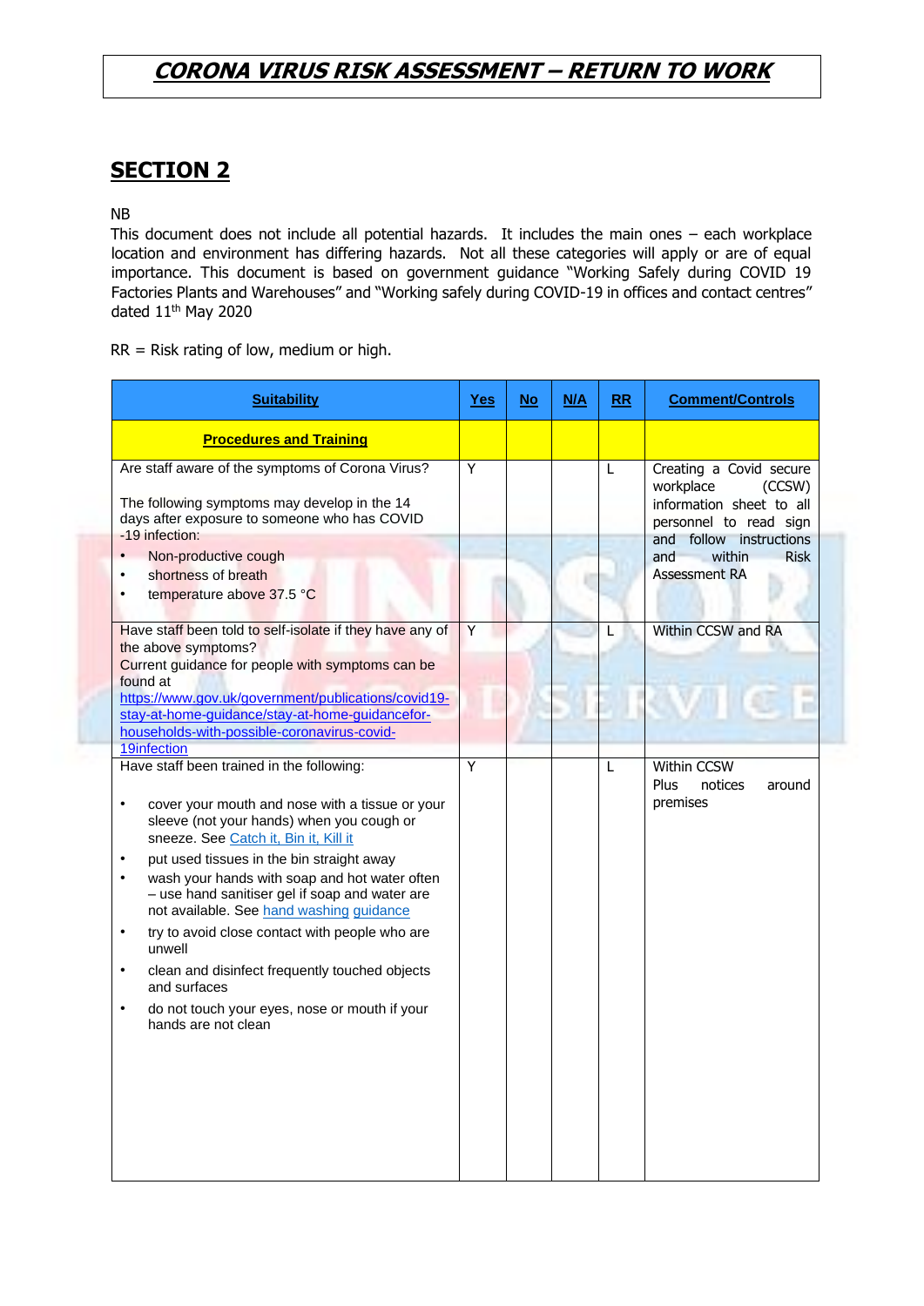# CORONA VIRUS RISK ASSESSMENT – RETURN TO WORK

## SECTION 2

NB

This document does not include all potential hazards. It includes the main ones – each workplace location and environment has differing hazards. Not all these categories will apply or are of equal importance. This document is based on government guidance "Working Safely during COVID 19 Factories Plants and Warehouses" and "Working safely during COVID-19 in offices and contact centres" dated 11th May 2020

RR = Risk rating of low, medium or high.

| Suitability | Yes | No | N/A | RR | Comment/Controls |
|---|---|---|---|---|---|
| **Procedures and Training** | | | | | |
| Are staff aware of the symptoms of Corona Virus?<br><br>The following symptoms may develop in the 14 days after exposure to someone who has COVID -19 infection:<br>• Non-productive cough<br>• shortness of breath<br>• temperature above 37.5 °C | Y | | | L | Creating a Covid secure workplace (CCSW) information sheet to all personnel to read sign and follow instructions and within Risk Assessment RA |
| Have staff been told to self-isolate if they have any of the above symptoms?<br>Current guidance for people with symptoms can be found at<br>https://www.gov.uk/government/publications/covid19-stay-at-home-guidance/stay-at-home-guidancefor-households-with-possible-coronavirus-covid-19infection | Y | | | L | Within CCSW and RA |
| Have staff been trained in the following:<br><br>• cover your mouth and nose with a tissue or your sleeve (not your hands) when you cough or sneeze. See Catch it, Bin it, Kill it<br>• put used tissues in the bin straight away<br>• wash your hands with soap and hot water often – use hand sanitiser gel if soap and water are not available. See hand washing guidance<br>• try to avoid close contact with people who are unwell<br>• clean and disinfect frequently touched objects and surfaces<br>• do not touch your eyes, nose or mouth if your hands are not clean | Y | | | L | Within CCSW<br>Plus notices around premises |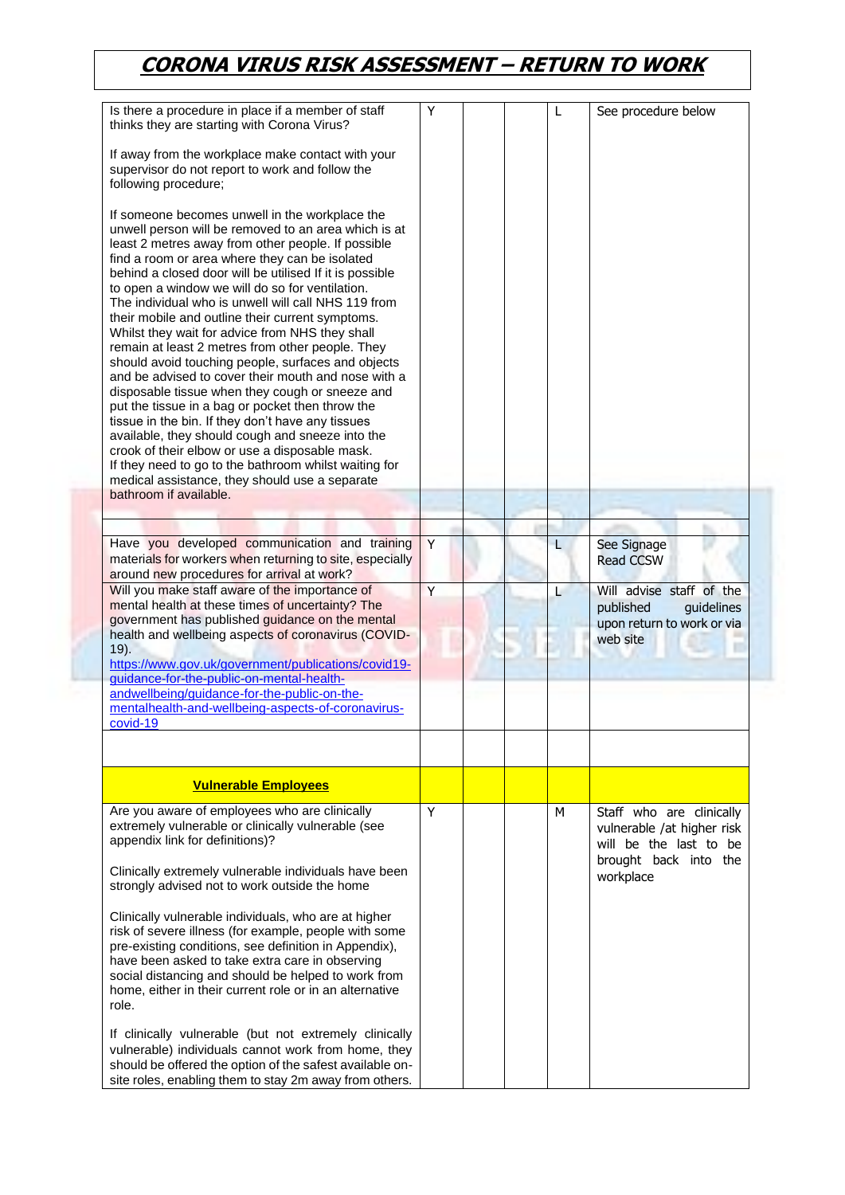# CORONA VIRUS RISK ASSESSMENT – RETURN TO WORK

| | | | | | |
|---|---|---|---|---|---|
| Is there a procedure in place if a member of staff thinks they are starting with Corona Virus?<br><br>If away from the workplace make contact with your supervisor do not report to work and follow the following procedure;<br><br>If someone becomes unwell in the workplace the unwell person will be removed to an area which is at least 2 metres away from other people. If possible find a room or area where they can be isolated behind a closed door will be utilised If it is possible to open a window we will do so for ventilation.<br>The individual who is unwell will call NHS 119 from their mobile and outline their current symptoms. Whilst they wait for advice from NHS they shall remain at least 2 metres from other people. They should avoid touching people, surfaces and objects and be advised to cover their mouth and nose with a disposable tissue when they cough or sneeze and put the tissue in a bag or pocket then throw the tissue in the bin. If they don't have any tissues available, they should cough and sneeze into the crook of their elbow or use a disposable mask.<br>If they need to go to the bathroom whilst waiting for medical assistance, they should use a separate bathroom if available. | Y | | | L | See procedure below |
| | | | | | |
| Have you developed communication and training materials for workers when returning to site, especially around new procedures for arrival at work? | Y | | | L | See Signage<br>Read CCSW |
| Will you make staff aware of the importance of mental health at these times of uncertainty? The government has published guidance on the mental health and wellbeing aspects of coronavirus (COVID-19).<br>https://www.gov.uk/government/publications/covid19-guidance-for-the-public-on-mental-health-andwellbeing/guidance-for-the-public-on-the-mentalhealth-and-wellbeing-aspects-of-coronavirus-covid-19 | Y | | | L | Will advise staff of the published guidelines upon return to work or via web site |
| | | | | | |
| **Vulnerable Employees** | | | | | |
| Are you aware of employees who are clinically extremely vulnerable or clinically vulnerable (see appendix link for definitions)?<br><br>Clinically extremely vulnerable individuals have been strongly advised not to work outside the home<br><br>Clinically vulnerable individuals, who are at higher risk of severe illness (for example, people with some pre-existing conditions, see definition in Appendix), have been asked to take extra care in observing social distancing and should be helped to work from home, either in their current role or in an alternative role.<br><br>If clinically vulnerable (but not extremely clinically vulnerable) individuals cannot work from home, they should be offered the option of the safest available on-site roles, enabling them to stay 2m away from others. | Y | | | M | Staff who are clinically vulnerable /at higher risk will be the last to be brought back into the workplace |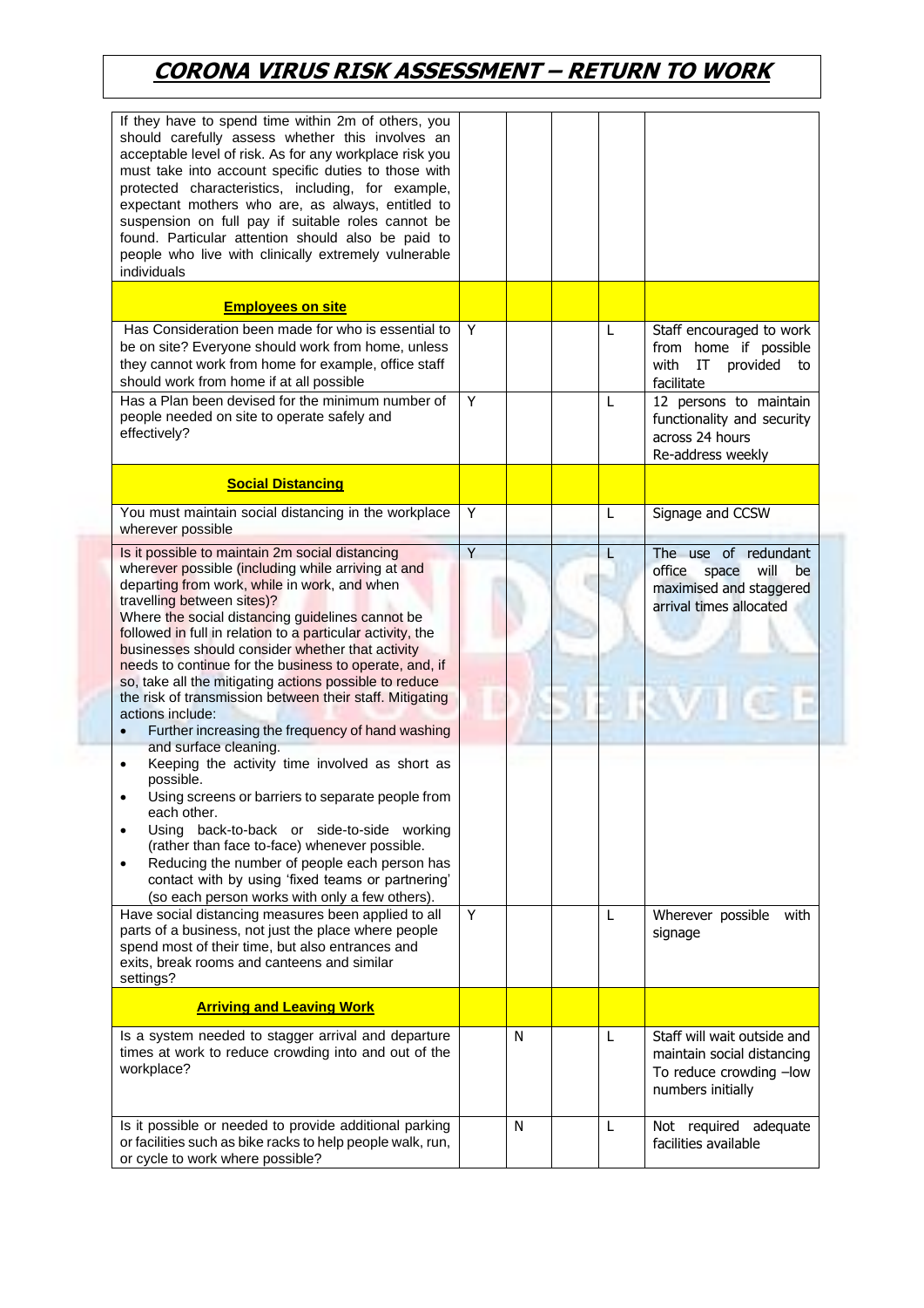# CORONA VIRUS RISK ASSESSMENT – RETURN TO WORK

| | | | | | |
|---|---|---|---|---|---|
| If they have to spend time within 2m of others, you should carefully assess whether this involves an acceptable level of risk. As for any workplace risk you must take into account specific duties to those with protected characteristics, including, for example, expectant mothers who are, as always, entitled to suspension on full pay if suitable roles cannot be found. Particular attention should also be paid to people who live with clinically extremely vulnerable individuals | | | | | |
| **Employees on site** | | | | | |
| Has Consideration been made for who is essential to be on site? Everyone should work from home, unless they cannot work from home for example, office staff should work from home if at all possible | Y | | | L | Staff encouraged to work from home if possible with IT provided to facilitate |
| Has a Plan been devised for the minimum number of people needed on site to operate safely and effectively? | Y | | | L | 12 persons to maintain functionality and security across 24 hours<br>Re-address weekly |
| **Social Distancing** | | | | | |
| You must maintain social distancing in the workplace wherever possible | Y | | | L | Signage and CCSW |
| Is it possible to maintain 2m social distancing wherever possible (including while arriving at and departing from work, while in work, and when travelling between sites)?<br>Where the social distancing guidelines cannot be followed in full in relation to a particular activity, the businesses should consider whether that activity needs to continue for the business to operate, and, if so, take all the mitigating actions possible to reduce the risk of transmission between their staff. Mitigating actions include:<br>• Further increasing the frequency of hand washing and surface cleaning.<br>• Keeping the activity time involved as short as possible.<br>• Using screens or barriers to separate people from each other.<br>• Using back-to-back or side-to-side working (rather than face to-face) whenever possible.<br>• Reducing the number of people each person has contact with by using 'fixed teams or partnering' (so each person works with only a few others). | Y | | | L | The use of redundant office space will be maximised and staggered arrival times allocated |
| Have social distancing measures been applied to all parts of a business, not just the place where people spend most of their time, but also entrances and exits, break rooms and canteens and similar settings? | Y | | | L | Wherever possible with signage |
| **Arriving and Leaving Work** | | | | | |
| Is a system needed to stagger arrival and departure times at work to reduce crowding into and out of the workplace? | | N | | L | Staff will wait outside and maintain social distancing To reduce crowding –low numbers initially |
| Is it possible or needed to provide additional parking or facilities such as bike racks to help people walk, run, or cycle to work where possible? | | N | | L | Not required adequate facilities available |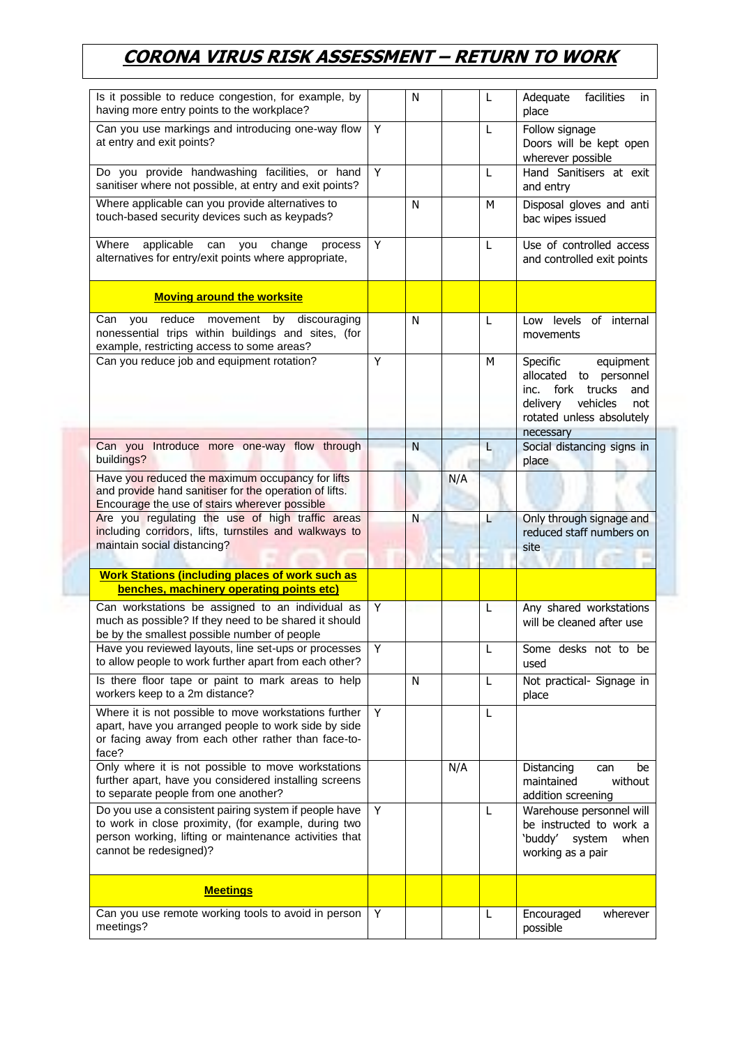# CORONA VIRUS RISK ASSESSMENT – RETURN TO WORK

| | | | | | |
|---|---|---|---|---|---|
| Is it possible to reduce congestion, for example, by having more entry points to the workplace? | | N | | L | Adequate facilities in place |
| Can you use markings and introducing one-way flow at entry and exit points? | Y | | | L | Follow signage Doors will be kept open wherever possible |
| Do you provide handwashing facilities, or hand sanitiser where not possible, at entry and exit points? | Y | | | L | Hand Sanitisers at exit and entry |
| Where applicable can you provide alternatives to touch-based security devices such as keypads? | | N | | M | Disposal gloves and anti bac wipes issued |
| Where applicable can you change process alternatives for entry/exit points where appropriate, | Y | | | L | Use of controlled access and controlled exit points |
| **Moving around the worksite** | | | | | |
| Can you reduce movement by discouraging nonessential trips within buildings and sites, (for example, restricting access to some areas? | | N | | L | Low levels of internal movements |
| Can you reduce job and equipment rotation? | Y | | | M | Specific equipment allocated to personnel inc. fork trucks and delivery vehicles not rotated unless absolutely necessary |
| Can you Introduce more one-way flow through buildings? | | N | | L | Social distancing signs in place |
| Have you reduced the maximum occupancy for lifts and provide hand sanitiser for the operation of lifts. Encourage the use of stairs wherever possible | | | N/A | | |
| Are you regulating the use of high traffic areas including corridors, lifts, turnstiles and walkways to maintain social distancing? | | N | | L | Only through signage and reduced staff numbers on site |
| **Work Stations (including places of work such as benches, machinery operating points etc)** | | | | | |
| Can workstations be assigned to an individual as much as possible? If they need to be shared it should be by the smallest possible number of people | Y | | | L | Any shared workstations will be cleaned after use |
| Have you reviewed layouts, line set-ups or processes to allow people to work further apart from each other? | Y | | | L | Some desks not to be used |
| Is there floor tape or paint to mark areas to help workers keep to a 2m distance? | | N | | L | Not practical- Signage in place |
| Where it is not possible to move workstations further apart, have you arranged people to work side by side or facing away from each other rather than face-to-face? | Y | | | L | |
| Only where it is not possible to move workstations further apart, have you considered installing screens to separate people from one another? | | | N/A | | Distancing can be maintained without addition screening |
| Do you use a consistent pairing system if people have to work in close proximity, (for example, during two person working, lifting or maintenance activities that cannot be redesigned)? | Y | | | L | Warehouse personnel will be instructed to work a 'buddy' system when working as a pair |
| **Meetings** | | | | | |
| Can you use remote working tools to avoid in person meetings? | Y | | | L | Encouraged wherever possible |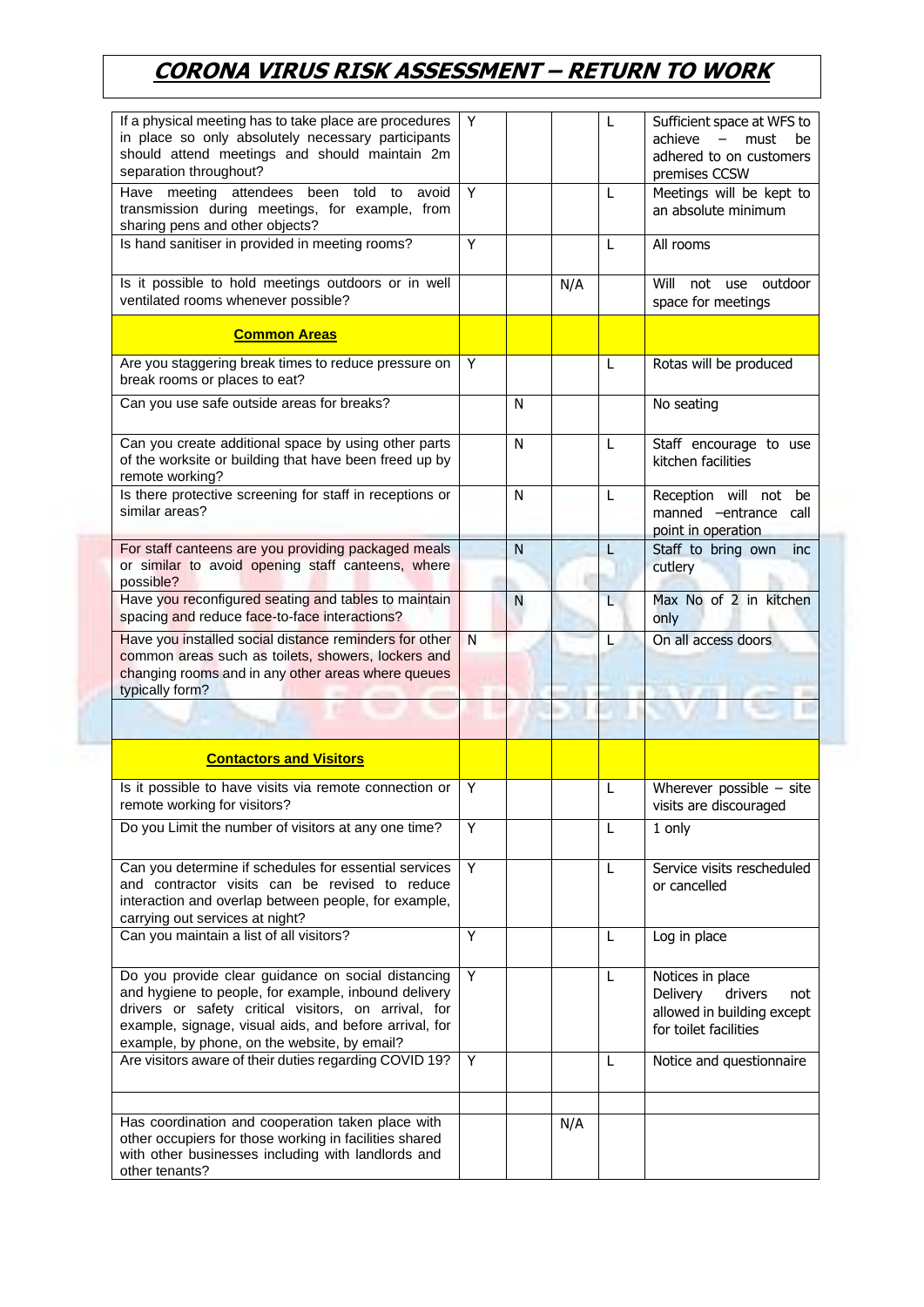# CORONA VIRUS RISK ASSESSMENT – RETURN TO WORK

| | | | | | |
|---|---|---|---|---|---|
| If a physical meeting has to take place are procedures in place so only absolutely necessary participants should attend meetings and should maintain 2m separation throughout? | Y | | | L | Sufficient space at WFS to achieve – must be adhered to on customers premises CCSW |
| Have meeting attendees been told to avoid transmission during meetings, for example, from sharing pens and other objects? | Y | | | L | Meetings will be kept to an absolute minimum |
| Is hand sanitiser in provided in meeting rooms? | Y | | | L | All rooms |
| Is it possible to hold meetings outdoors or in well ventilated rooms whenever possible? | | | N/A | | Will not use outdoor space for meetings |
| **Common Areas** | | | | | |
| Are you staggering break times to reduce pressure on break rooms or places to eat? | Y | | | L | Rotas will be produced |
| Can you use safe outside areas for breaks? | | N | | | No seating |
| Can you create additional space by using other parts of the worksite or building that have been freed up by remote working? | | N | | L | Staff encourage to use kitchen facilities |
| Is there protective screening for staff in receptions or similar areas? | | N | | L | Reception will not be manned –entrance call point in operation |
| For staff canteens are you providing packaged meals or similar to avoid opening staff canteens, where possible? | | N | | L | Staff to bring own inc cutlery |
| Have you reconfigured seating and tables to maintain spacing and reduce face-to-face interactions? | | N | | L | Max No of 2 in kitchen only |
| Have you installed social distance reminders for other common areas such as toilets, showers, lockers and changing rooms and in any other areas where queues typically form? | N | | | L | On all access doors |
| | | | | | |
| **Contactors and Visitors** | | | | | |
| Is it possible to have visits via remote connection or remote working for visitors? | Y | | | L | Wherever possible – site visits are discouraged |
| Do you Limit the number of visitors at any one time? | Y | | | L | 1 only |
| Can you determine if schedules for essential services and contractor visits can be revised to reduce interaction and overlap between people, for example, carrying out services at night? | Y | | | L | Service visits rescheduled or cancelled |
| Can you maintain a list of all visitors? | Y | | | L | Log in place |
| Do you provide clear guidance on social distancing and hygiene to people, for example, inbound delivery drivers or safety critical visitors, on arrival, for example, signage, visual aids, and before arrival, for example, by phone, on the website, by email? | Y | | | L | Notices in place<br>Delivery drivers not allowed in building except for toilet facilities |
| Are visitors aware of their duties regarding COVID 19? | Y | | | L | Notice and questionnaire |
| | | | | | |
| Has coordination and cooperation taken place with other occupiers for those working in facilities shared with other businesses including with landlords and other tenants? | | | N/A | | |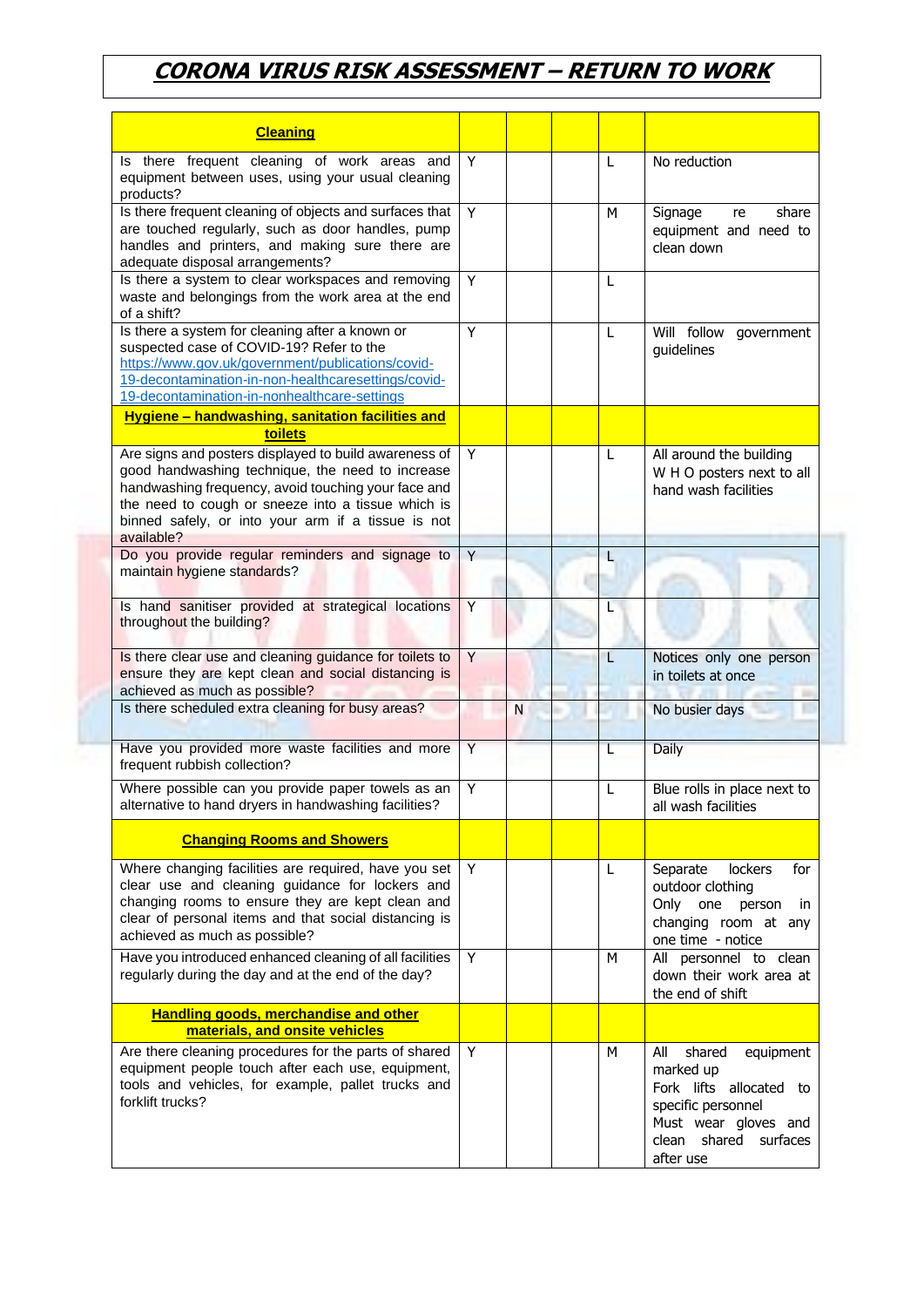# CORONA VIRUS RISK ASSESSMENT – RETURN TO WORK

| **Cleaning** | | | | | |
|---|---|---|---|---|---|
| Is there frequent cleaning of work areas and equipment between uses, using your usual cleaning products? | Y | | | L | No reduction |
| Is there frequent cleaning of objects and surfaces that are touched regularly, such as door handles, pump handles and printers, and making sure there are adequate disposal arrangements? | Y | | | M | Signage re share equipment and need to clean down |
| Is there a system to clear workspaces and removing waste and belongings from the work area at the end of a shift? | Y | | | L | |
| Is there a system for cleaning after a known or suspected case of COVID-19? Refer to the https://www.gov.uk/government/publications/covid-19-decontamination-in-non-healthcaresettings/covid-19-decontamination-in-nonhealthcare-settings | Y | | | L | Will follow government guidelines |
| **Hygiene – handwashing, sanitation facilities and toilets** | | | | | |
| Are signs and posters displayed to build awareness of good handwashing technique, the need to increase handwashing frequency, avoid touching your face and the need to cough or sneeze into a tissue which is binned safely, or into your arm if a tissue is not available? | Y | | | L | All around the building W H O posters next to all hand wash facilities |
| Do you provide regular reminders and signage to maintain hygiene standards? | Y | | | L | |
| Is hand sanitiser provided at strategical locations throughout the building? | Y | | | L | |
| Is there clear use and cleaning guidance for toilets to ensure they are kept clean and social distancing is achieved as much as possible? | Y | | | L | Notices only one person in toilets at once |
| Is there scheduled extra cleaning for busy areas? | | N | | | No busier days |
| Have you provided more waste facilities and more frequent rubbish collection? | Y | | | L | Daily |
| Where possible can you provide paper towels as an alternative to hand dryers in handwashing facilities? | Y | | | L | Blue rolls in place next to all wash facilities |
| **Changing Rooms and Showers** | | | | | |
| Where changing facilities are required, have you set clear use and cleaning guidance for lockers and changing rooms to ensure they are kept clean and clear of personal items and that social distancing is achieved as much as possible? | Y | | | L | Separate lockers for outdoor clothing<br>Only one person in changing room at any one time - notice |
| Have you introduced enhanced cleaning of all facilities regularly during the day and at the end of the day? | Y | | | M | All personnel to clean down their work area at the end of shift |
| **Handling goods, merchandise and other materials, and onsite vehicles** | | | | | |
| Are there cleaning procedures for the parts of shared equipment people touch after each use, equipment, tools and vehicles, for example, pallet trucks and forklift trucks? | Y | | | M | All shared equipment marked up<br>Fork lifts allocated to specific personnel<br>Must wear gloves and clean shared surfaces after use |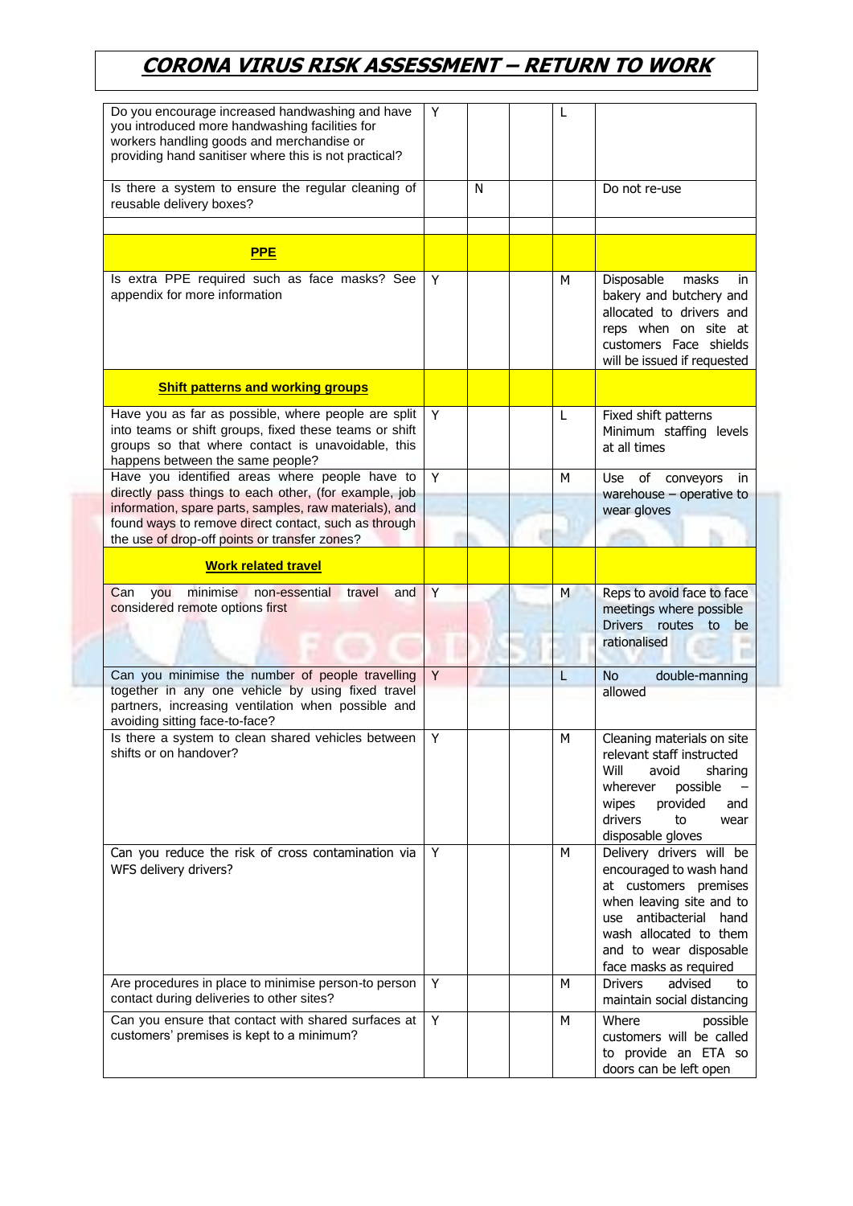# CORONA VIRUS RISK ASSESSMENT – RETURN TO WORK

| | | | | | |
|---|---|---|---|---|---|
| Do you encourage increased handwashing and have you introduced more handwashing facilities for workers handling goods and merchandise or providing hand sanitiser where this is not practical? | Y | | | L | |
| Is there a system to ensure the regular cleaning of reusable delivery boxes? | | N | | | Do not re-use |
| | | | | | |
| **PPE** | | | | | |
| Is extra PPE required such as face masks? See appendix for more information | Y | | | M | Disposable masks in bakery and butchery and allocated to drivers and reps when on site at customers Face shields will be issued if requested |
| **Shift patterns and working groups** | | | | | |
| Have you as far as possible, where people are split into teams or shift groups, fixed these teams or shift groups so that where contact is unavoidable, this happens between the same people? | Y | | | L | Fixed shift patterns Minimum staffing levels at all times |
| Have you identified areas where people have to directly pass things to each other, (for example, job information, spare parts, samples, raw materials), and found ways to remove direct contact, such as through the use of drop-off points or transfer zones? | Y | | | M | Use of conveyors in warehouse – operative to wear gloves |
| **Work related travel** | | | | | |
| Can you minimise non-essential travel and considered remote options first | Y | | | M | Reps to avoid face to face meetings where possible Drivers routes to be rationalised |
| Can you minimise the number of people travelling together in any one vehicle by using fixed travel partners, increasing ventilation when possible and avoiding sitting face-to-face? | Y | | | L | No double-manning allowed |
| Is there a system to clean shared vehicles between shifts or on handover? | Y | | | M | Cleaning materials on site relevant staff instructed Will avoid sharing wherever possible – wipes provided and drivers to wear disposable gloves |
| Can you reduce the risk of cross contamination via WFS delivery drivers? | Y | | | M | Delivery drivers will be encouraged to wash hand at customers premises when leaving site and to use antibacterial hand wash allocated to them and to wear disposable face masks as required |
| Are procedures in place to minimise person-to person contact during deliveries to other sites? | Y | | | M | Drivers advised to maintain social distancing |
| Can you ensure that contact with shared surfaces at customers' premises is kept to a minimum? | Y | | | M | Where possible customers will be called to provide an ETA so doors can be left open |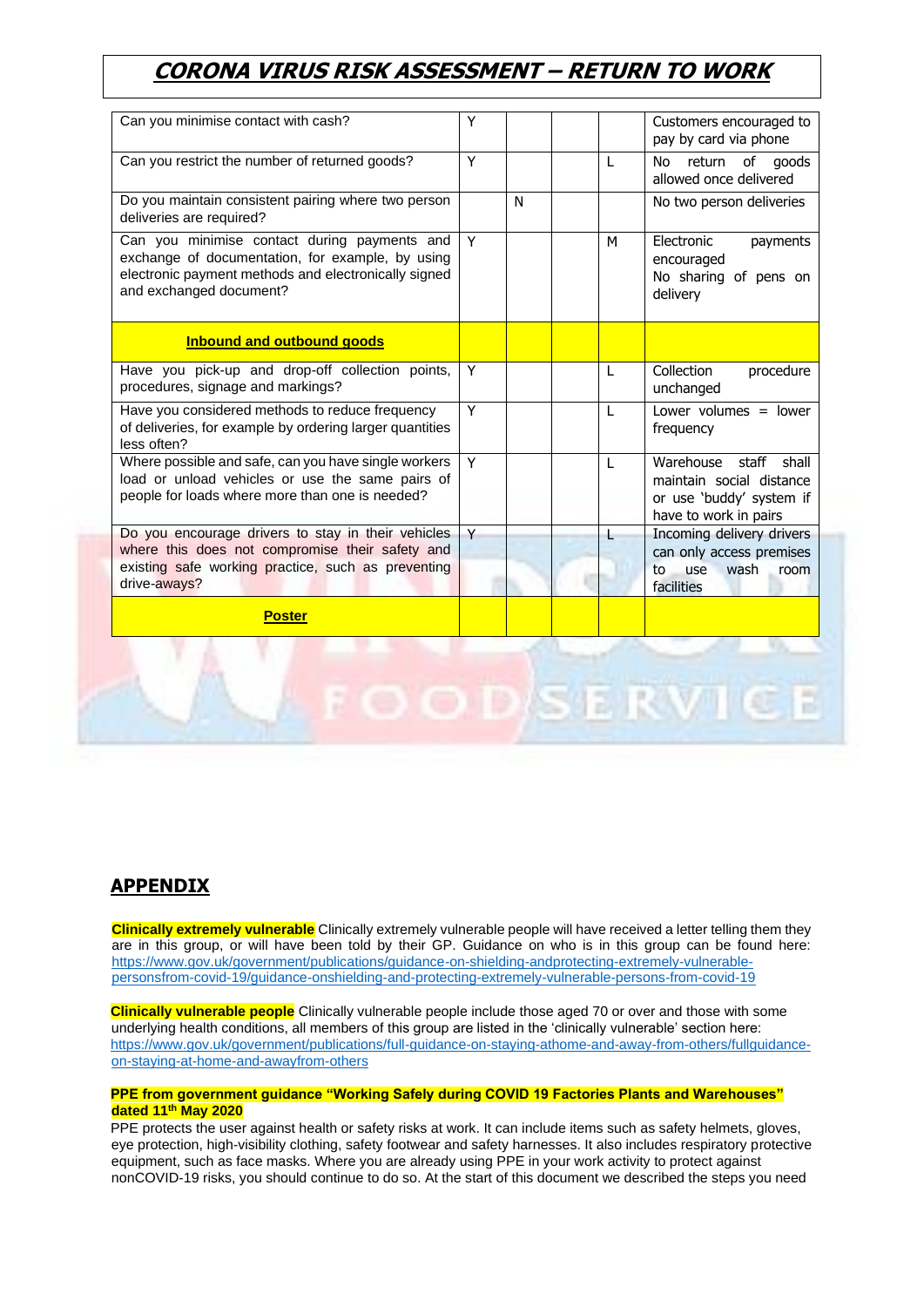# CORONA VIRUS RISK ASSESSMENT – RETURN TO WORK

| | | | | | |
|---|---|---|---|---|---|
| Can you minimise contact with cash? | Y | | | | Customers encouraged to pay by card via phone |
| Can you restrict the number of returned goods? | Y | | | L | No return of goods allowed once delivered |
| Do you maintain consistent pairing where two person deliveries are required? | | N | | | No two person deliveries |
| Can you minimise contact during payments and exchange of documentation, for example, by using electronic payment methods and electronically signed and exchanged document? | Y | | | M | Electronic payments encouraged<br>No sharing of pens on delivery |
| **Inbound and outbound goods** | | | | | |
| Have you pick-up and drop-off collection points, procedures, signage and markings? | Y | | | L | Collection procedure unchanged |
| Have you considered methods to reduce frequency of deliveries, for example by ordering larger quantities less often? | Y | | | L | Lower volumes = lower frequency |
| Where possible and safe, can you have single workers load or unload vehicles or use the same pairs of people for loads where more than one is needed? | Y | | | L | Warehouse staff shall maintain social distance or use 'buddy' system if have to work in pairs |
| Do you encourage drivers to stay in their vehicles where this does not compromise their safety and existing safe working practice, such as preventing drive-aways? | Y | | | L | Incoming delivery drivers can only access premises to use wash room facilities |
| **Poster** | | | | | |

## APPENDIX

**Clinically extremely vulnerable** Clinically extremely vulnerable people will have received a letter telling them they are in this group, or will have been told by their GP. Guidance on who is in this group can be found here: https://www.gov.uk/government/publications/guidance-on-shielding-andprotecting-extremely-vulnerable-personsfrom-covid-19/guidance-onshielding-and-protecting-extremely-vulnerable-persons-from-covid-19

**Clinically vulnerable people** Clinically vulnerable people include those aged 70 or over and those with some underlying health conditions, all members of this group are listed in the 'clinically vulnerable' section here: https://www.gov.uk/government/publications/full-guidance-on-staying-athome-and-away-from-others/fullguidance-on-staying-at-home-and-awayfrom-others

**PPE from government guidance "Working Safely during COVID 19 Factories Plants and Warehouses" dated 11th May 2020**

PPE protects the user against health or safety risks at work. It can include items such as safety helmets, gloves, eye protection, high-visibility clothing, safety footwear and safety harnesses. It also includes respiratory protective equipment, such as face masks. Where you are already using PPE in your work activity to protect against nonCOVID-19 risks, you should continue to do so. At the start of this document we described the steps you need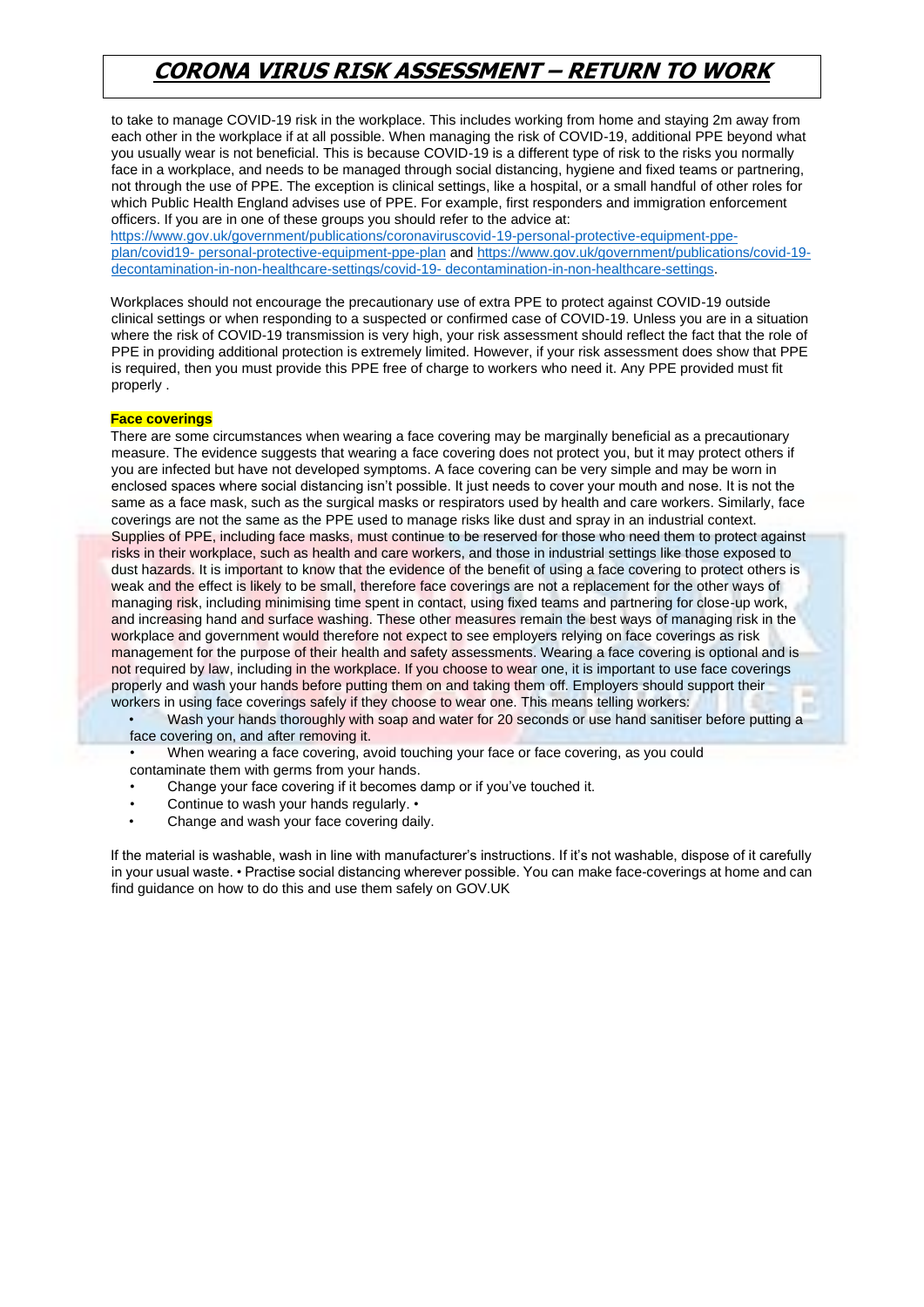to take to manage COVID-19 risk in the workplace. This includes working from home and staying 2m away from each other in the workplace if at all possible. When managing the risk of COVID-19, additional PPE beyond what you usually wear is not beneficial. This is because COVID-19 is a different type of risk to the risks you normally face in a workplace, and needs to be managed through social distancing, hygiene and fixed teams or partnering, not through the use of PPE. The exception is clinical settings, like a hospital, or a small handful of other roles for which Public Health England advises use of PPE. For example, first responders and immigration enforcement officers. If you are in one of these groups you should refer to the advice at: https://www.gov.uk/government/publications/coronaviruscovid-19-personal-protective-equipment-ppe-plan/covid19- personal-protective-equipment-ppe-plan and https://www.gov.uk/government/publications/covid-19-decontamination-in-non-healthcare-settings/covid-19- decontamination-in-non-healthcare-settings.

Workplaces should not encourage the precautionary use of extra PPE to protect against COVID-19 outside clinical settings or when responding to a suspected or confirmed case of COVID-19. Unless you are in a situation where the risk of COVID-19 transmission is very high, your risk assessment should reflect the fact that the role of PPE in providing additional protection is extremely limited. However, if your risk assessment does show that PPE is required, then you must provide this PPE free of charge to workers who need it. Any PPE provided must fit properly .

**Face coverings**

There are some circumstances when wearing a face covering may be marginally beneficial as a precautionary measure. The evidence suggests that wearing a face covering does not protect you, but it may protect others if you are infected but have not developed symptoms. A face covering can be very simple and may be worn in enclosed spaces where social distancing isn't possible. It just needs to cover your mouth and nose. It is not the same as a face mask, such as the surgical masks or respirators used by health and care workers. Similarly, face coverings are not the same as the PPE used to manage risks like dust and spray in an industrial context. Supplies of PPE, including face masks, must continue to be reserved for those who need them to protect against risks in their workplace, such as health and care workers, and those in industrial settings like those exposed to dust hazards. It is important to know that the evidence of the benefit of using a face covering to protect others is weak and the effect is likely to be small, therefore face coverings are not a replacement for the other ways of managing risk, including minimising time spent in contact, using fixed teams and partnering for close-up work, and increasing hand and surface washing. These other measures remain the best ways of managing risk in the workplace and government would therefore not expect to see employers relying on face coverings as risk management for the purpose of their health and safety assessments. Wearing a face covering is optional and is not required by law, including in the workplace. If you choose to wear one, it is important to use face coverings properly and wash your hands before putting them on and taking them off. Employers should support their workers in using face coverings safely if they choose to wear one. This means telling workers:

- Wash your hands thoroughly with soap and water for 20 seconds or use hand sanitiser before putting a face covering on, and after removing it.
- When wearing a face covering, avoid touching your face or face covering, as you could contaminate them with germs from your hands.
- Change your face covering if it becomes damp or if you've touched it.
- Continue to wash your hands regularly. •
- Change and wash your face covering daily.

If the material is washable, wash in line with manufacturer's instructions. If it's not washable, dispose of it carefully in your usual waste. • Practise social distancing wherever possible. You can make face-coverings at home and can find guidance on how to do this and use them safely on GOV.UK